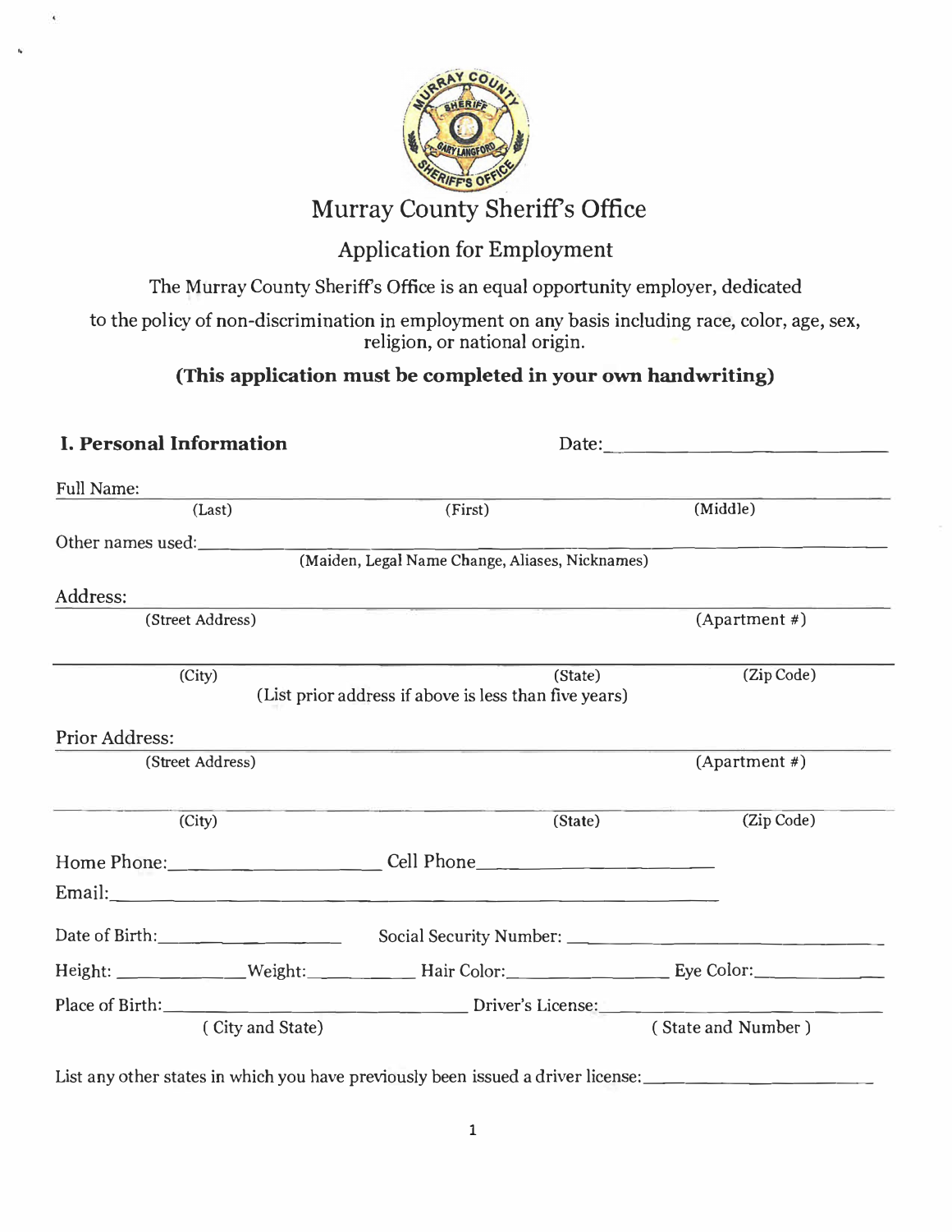# Murray County Sheriff's Office

## Application for Employment

The Murray County Sheriff's Office is an equal opportunity employer, dedicated to the policy of non-discrimination in employment on any basis including race, color, age, sex, religion, or national origin.

**(This application must be completed in your own handwriting)**

### I. Personal Information

Date: ____________________

Full Name: ________________________________________________
(Last) (First) (Middle)

Other names used: ________________________________________________
(Maiden, Legal Name Change, Aliases, Nicknames)

Address: ________________________________________________
(Street Address) (Apartment #)

________________________________________________
(City) (State) (Zip Code)

(List prior address if above is less than five years)

Prior Address: ________________________________________________
(Street Address) (Apartment #)

________________________________________________
(City) (State) (Zip Code)

Home Phone: ____________________ Cell Phone ____________________

Email: ________________________________________________

Date of Birth: ____________________ Social Security Number: ____________________

Height: __________ Weight: __________ Hair Color: __________ Eye Color: __________

Place of Birth: ____________________ Driver's License: ____________________
( City and State ) ( State and Number )

List any other states in which you have previously been issued a driver license: ____________________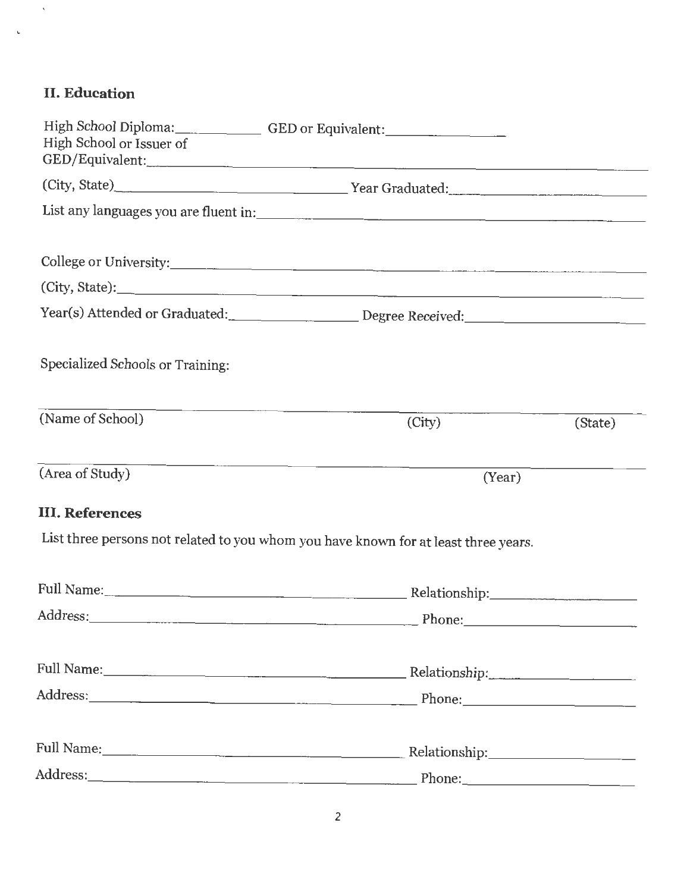## II. Education

High School Diploma:___________ GED or Equivalent:_______________

High School or Issuer of GED/Equivalent:_______________________________________________

(City, State)_____________________________ Year Graduated:_______________________

List any languages you are fluent in:_______________________________________________

College or University:_______________________________________________________

(City, State):______________________________________________________________

Year(s) Attended or Graduated:_______________ Degree Received:___________________

Specialized Schools or Training:

______________________________________________________________________

(Name of School) (City) (State)

______________________________________________________________________

(Area of Study) (Year)

## III. References

List three persons not related to you whom you have known for at least three years.

Full Name:_____________________________________ Relationship:___________________

Address:______________________________________ Phone:_________________________

Full Name:_____________________________________ Relationship:___________________

Address:______________________________________ Phone:_________________________

Full Name:_____________________________________ Relationship:___________________

Address:______________________________________ Phone:_________________________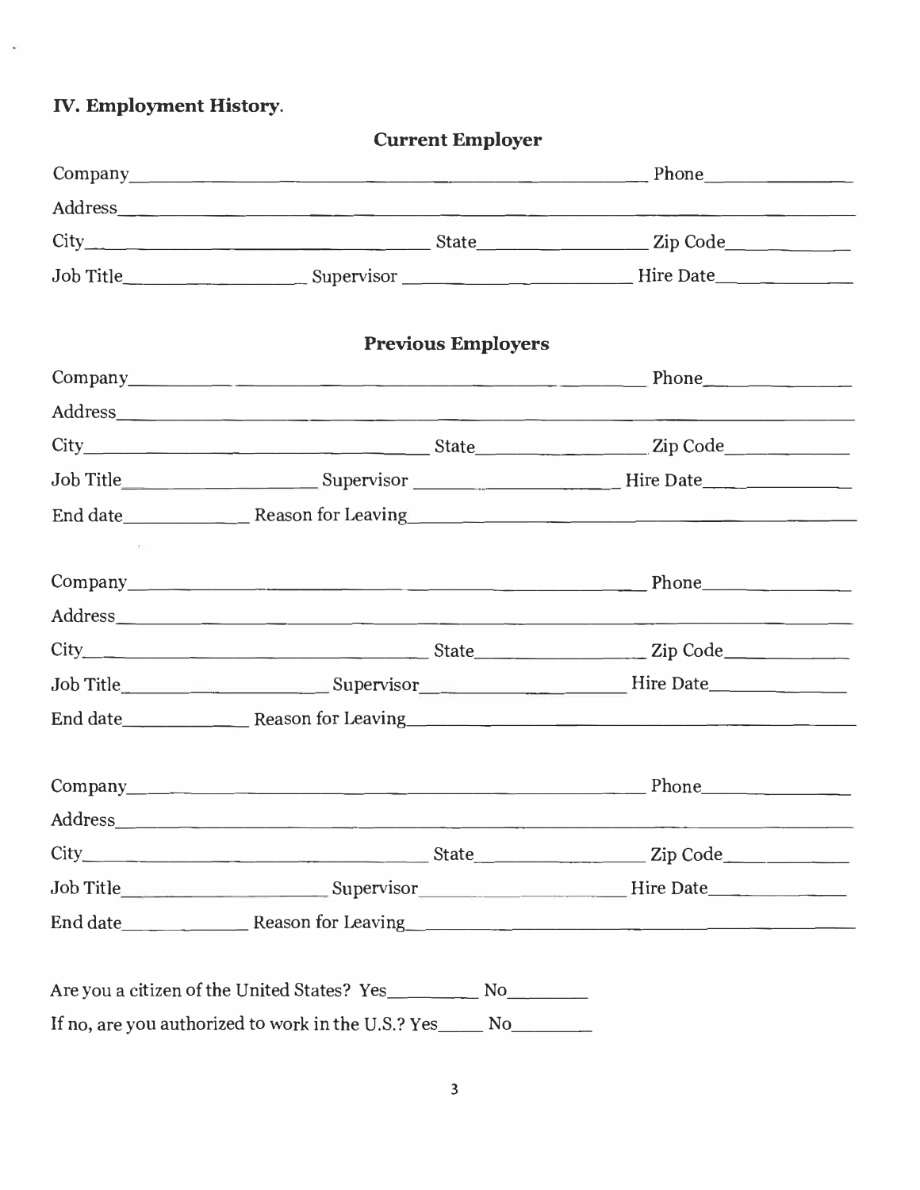## IV. Employment History.

### Current Employer

Company________________________________________________ Phone______________

Address________________________________________________________________

City______________________________ State________________ Zip Code____________

Job Title__________________ Supervisor ____________________ Hire Date____________

### Previous Employers

Company________________________________________________ Phone______________

Address________________________________________________________________

City______________________________ State________________ Zip Code____________

Job Title__________________ Supervisor ____________________ Hire Date____________

End date____________ Reason for Leaving__________________________________________

Company________________________________________________ Phone______________

Address________________________________________________________________

City______________________________ State________________ Zip Code____________

Job Title__________________ Supervisor____________________ Hire Date____________

End date____________ Reason for Leaving__________________________________________

Company________________________________________________ Phone______________

Address________________________________________________________________

City______________________________ State________________ Zip Code____________

Job Title__________________ Supervisor____________________ Hire Date____________

End date____________ Reason for Leaving__________________________________________

Are you a citizen of the United States? Yes_________ No________

If no, are you authorized to work in the U.S.? Yes_____ No________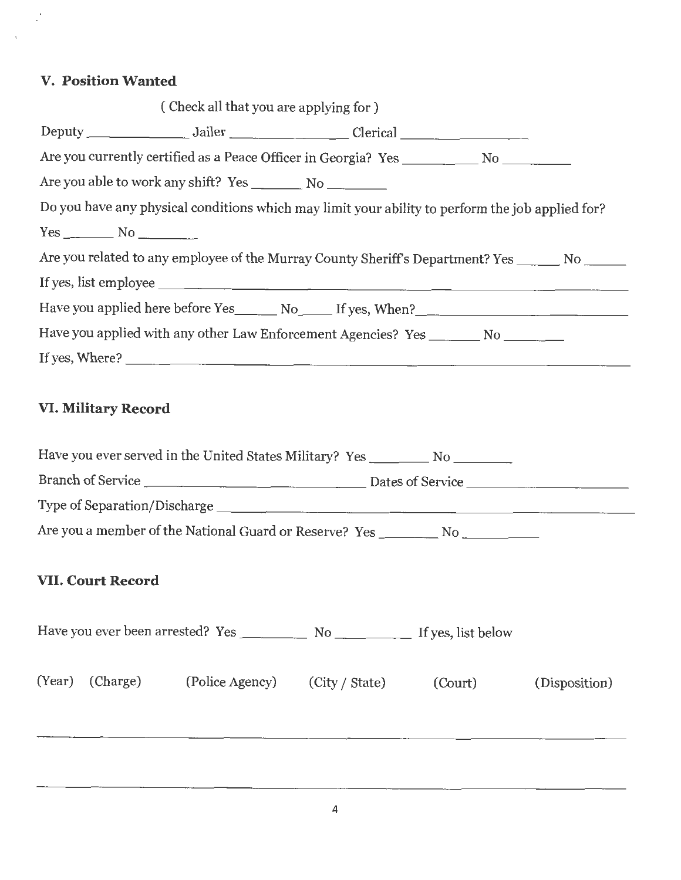## V. Position Wanted

( Check all that you are applying for )

Deputy ______________ Jailer ________________ Clerical __________________

Are you currently certified as a Peace Officer in Georgia? Yes __________ No _________

Are you able to work any shift? Yes _______ No ________

Do you have any physical conditions which may limit your ability to perform the job applied for?

Yes _______ No ________

Are you related to any employee of the Murray County Sheriff's Department? Yes ______ No ______

If yes, list employee ________________________________________________________________

Have you applied here before Yes______ No_____ If yes, When?____________________________

Have you applied with any other Law Enforcement Agencies? Yes _______ No ________

If yes, Where? ______________________________________________________________________

## VI. Military Record

Have you ever served in the United States Military? Yes ________ No ________

Branch of Service ______________________________ Dates of Service ______________________

Type of Separation/Discharge ______________________________________________________

Are you a member of the National Guard or Reserve? Yes ________ No __________

## VII. Court Record

Have you ever been arrested? Yes _________ No __________ If yes, list below

| (Year) | (Charge) | (Police Agency) | (City / State) | (Court) | (Disposition) |
|---|---|---|---|---|---|
| | | | | | |
| | | | | | |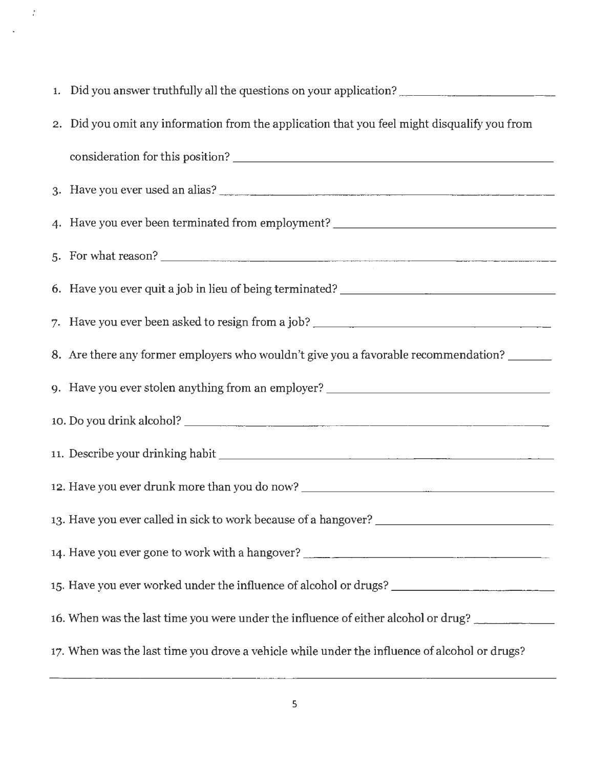1. Did you answer truthfully all the questions on your application? ______________________

2. Did you omit any information from the application that you feel might disqualify you from consideration for this position? ______________________________________________

3. Have you ever used an alias? ______________________________________________

4. Have you ever been terminated from employment? ______________________________

5. For what reason? ______________________________________________________

6. Have you ever quit a job in lieu of being terminated? ___________________________

7. Have you ever been asked to resign from a job? ________________________________

8. Are there any former employers who wouldn't give you a favorable recommendation? _______

9. Have you ever stolen anything from an employer? _______________________________

10. Do you drink alcohol? ____________________________________________________

11. Describe your drinking habit ________________________________________________

12. Have you ever drunk more than you do now? ___________________________________

13. Have you ever called in sick to work because of a hangover? _______________________

14. Have you ever gone to work with a hangover? ___________________________________

15. Have you ever worked under the influence of alcohol or drugs? _____________________

16. When was the last time you were under the influence of either alcohol or drug? ___________

17. When was the last time you drove a vehicle while under the influence of alcohol or drugs?

______________________________________________________________________________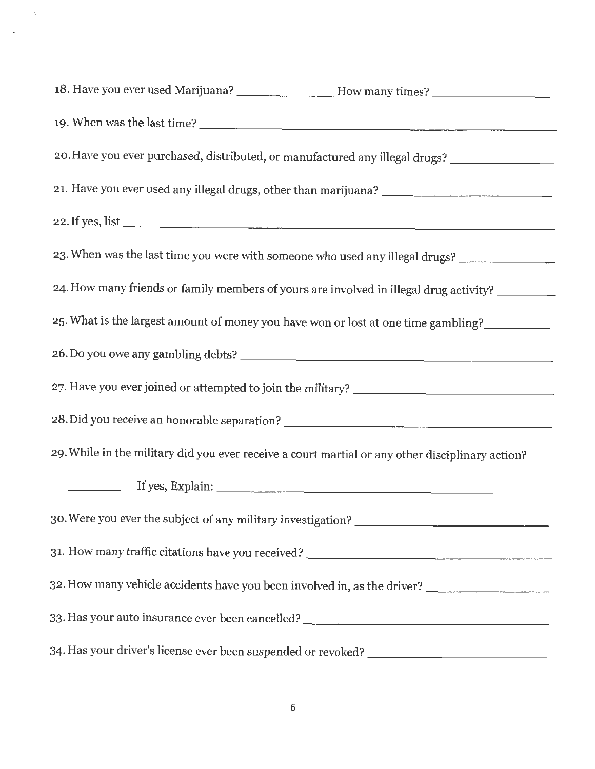18. Have you ever used Marijuana? _______________ How many times? _________________

19. When was the last time? _____________________________________________________

20. Have you ever purchased, distributed, or manufactured any illegal drugs? _______________

21. Have you ever used any illegal drugs, other than marijuana? _________________________

22. If yes, list _____________________________________________________________

23. When was the last time you were with someone who used any illegal drugs? _____________

24. How many friends or family members of yours are involved in illegal drug activity? ________

25. What is the largest amount of money you have won or lost at one time gambling? __________

26. Do you owe any gambling debts? ____________________________________________

27. Have you ever joined or attempted to join the military? ____________________________

28. Did you receive an honorable separation? ______________________________________

29. While in the military did you ever receive a court martial or any other disciplinary action?

    ________ If yes, Explain: ______________________________________

30. Were you ever the subject of any military investigation? ___________________________

31. How many traffic citations have you received? __________________________________

32. How many vehicle accidents have you been involved in, as the driver? __________________

33. Has your auto insurance ever been cancelled? ___________________________________

34. Has your driver's license ever been suspended or revoked? ___________________________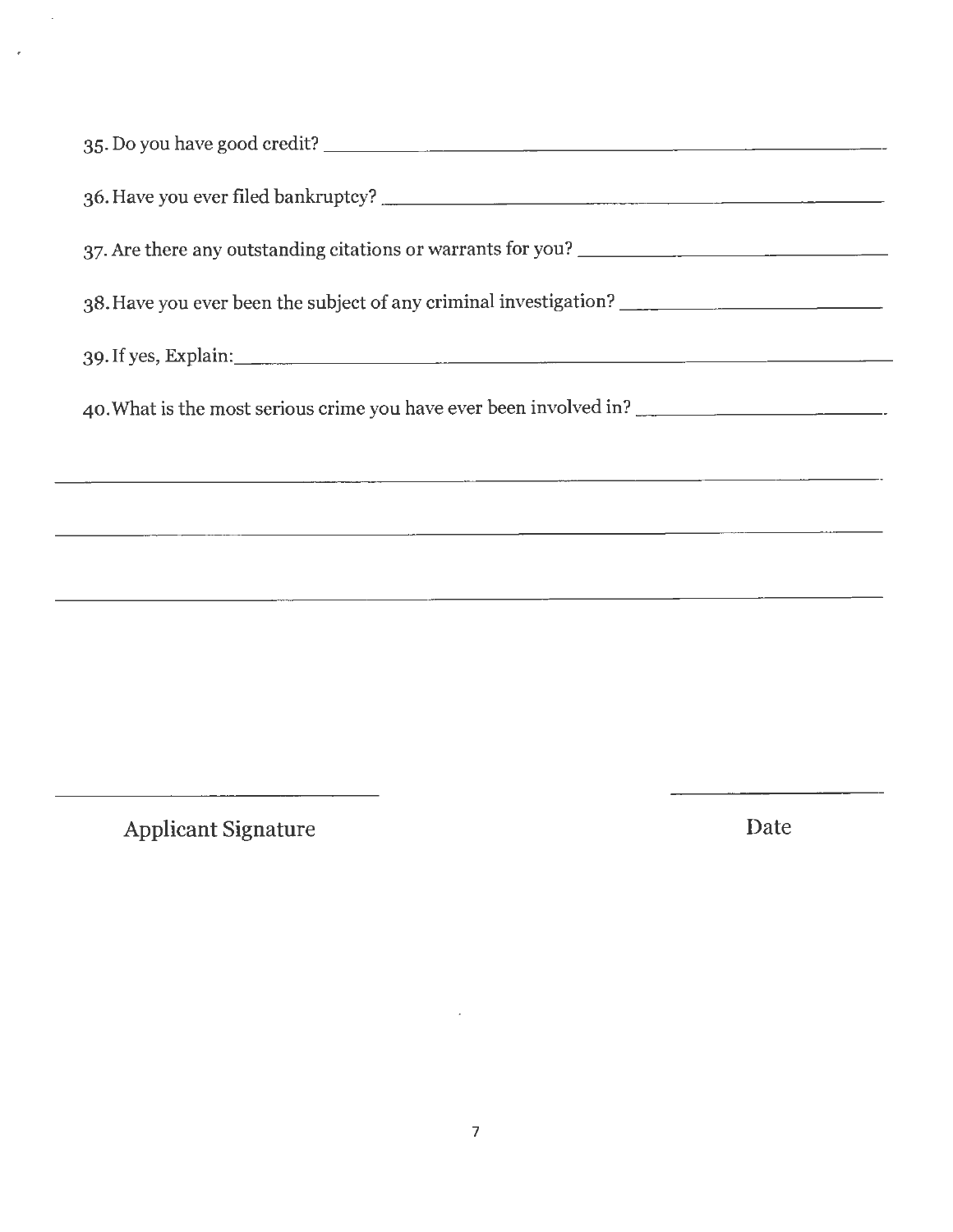35. Do you have good credit? ______________________________________________

36. Have you ever filed bankruptcy? ______________________________________________

37. Are there any outstanding citations or warrants for you? ______________________________

38. Have you ever been the subject of any criminal investigation? __________________________

39. If yes, Explain: ______________________________________________

40. What is the most serious crime you have ever been involved in? ________________________

______________________________________________________________________

______________________________________________________________________

______________________________________________________________________

______________________________ ______________

Applicant Signature Date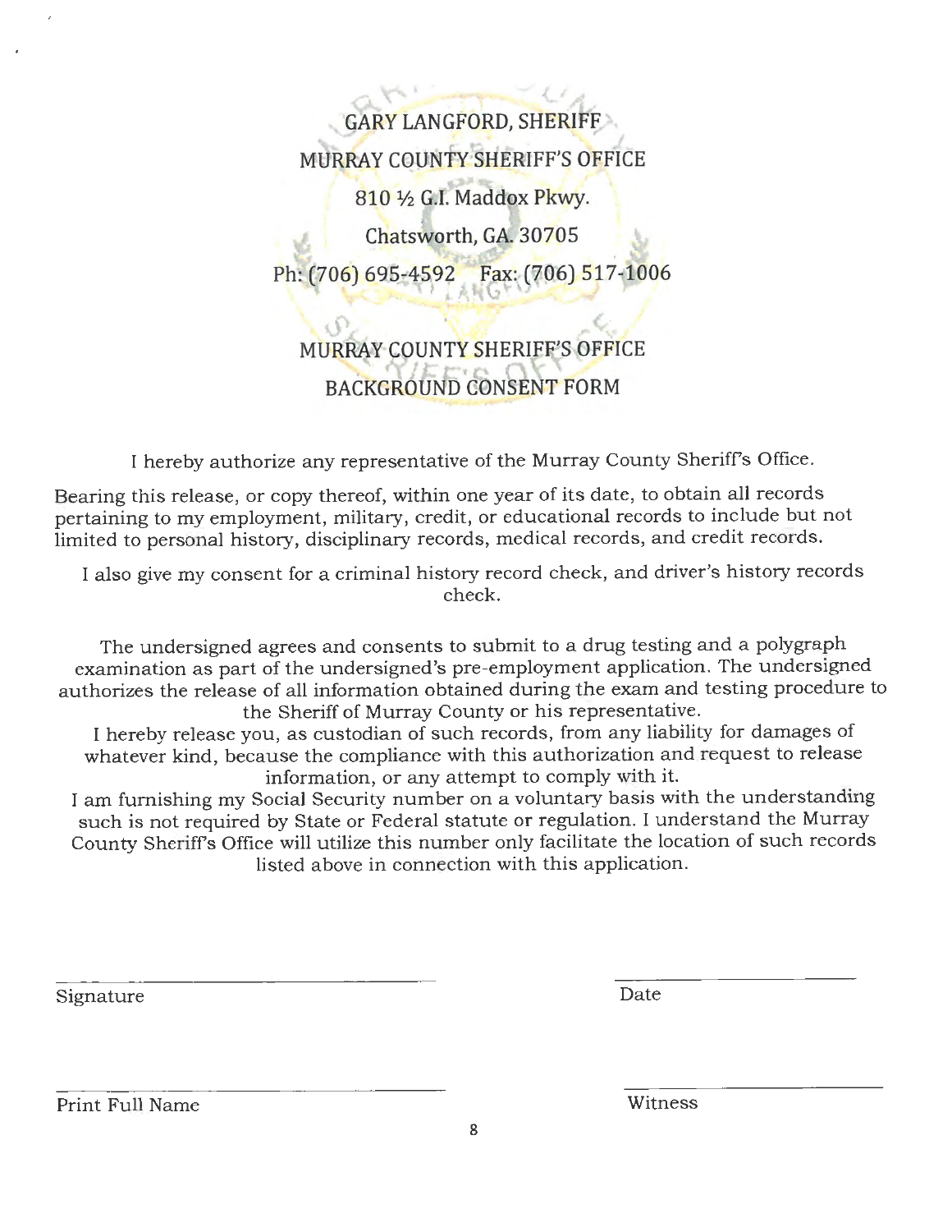GARY LANGFORD, SHERIFF

MURRAY COUNTY SHERIFF'S OFFICE

810 ½ G.I. Maddox Pkwy.

Chatsworth, GA. 30705

Ph: (706) 695-4592 Fax: (706) 517-1006

# MURRAY COUNTY SHERIFF'S OFFICE
# BACKGROUND CONSENT FORM

I hereby authorize any representative of the Murray County Sheriff's Office.

Bearing this release, or copy thereof, within one year of its date, to obtain all records pertaining to my employment, military, credit, or educational records to include but not limited to personal history, disciplinary records, medical records, and credit records.

I also give my consent for a criminal history record check, and driver's history records check.

The undersigned agrees and consents to submit to a drug testing and a polygraph examination as part of the undersigned's pre-employment application. The undersigned authorizes the release of all information obtained during the exam and testing procedure to the Sheriff of Murray County or his representative.

I hereby release you, as custodian of such records, from any liability for damages of whatever kind, because the compliance with this authorization and request to release information, or any attempt to comply with it.

I am furnishing my Social Security number on a voluntary basis with the understanding such is not required by State or Federal statute or regulation. I understand the Murray County Sheriff's Office will utilize this number only facilitate the location of such records listed above in connection with this application.

\_\_\_\_\_\_\_\_\_\_\_\_\_\_\_\_\_\_\_\_\_\_\_\_\_\_\_\_\_\_ \_\_\_\_\_\_\_\_\_\_\_\_\_\_\_\_\_\_\_\_

Signature Date

\_\_\_\_\_\_\_\_\_\_\_\_\_\_\_\_\_\_\_\_\_\_\_\_\_\_\_\_\_\_ \_\_\_\_\_\_\_\_\_\_\_\_\_\_\_\_\_\_\_\_

Print Full Name Witness